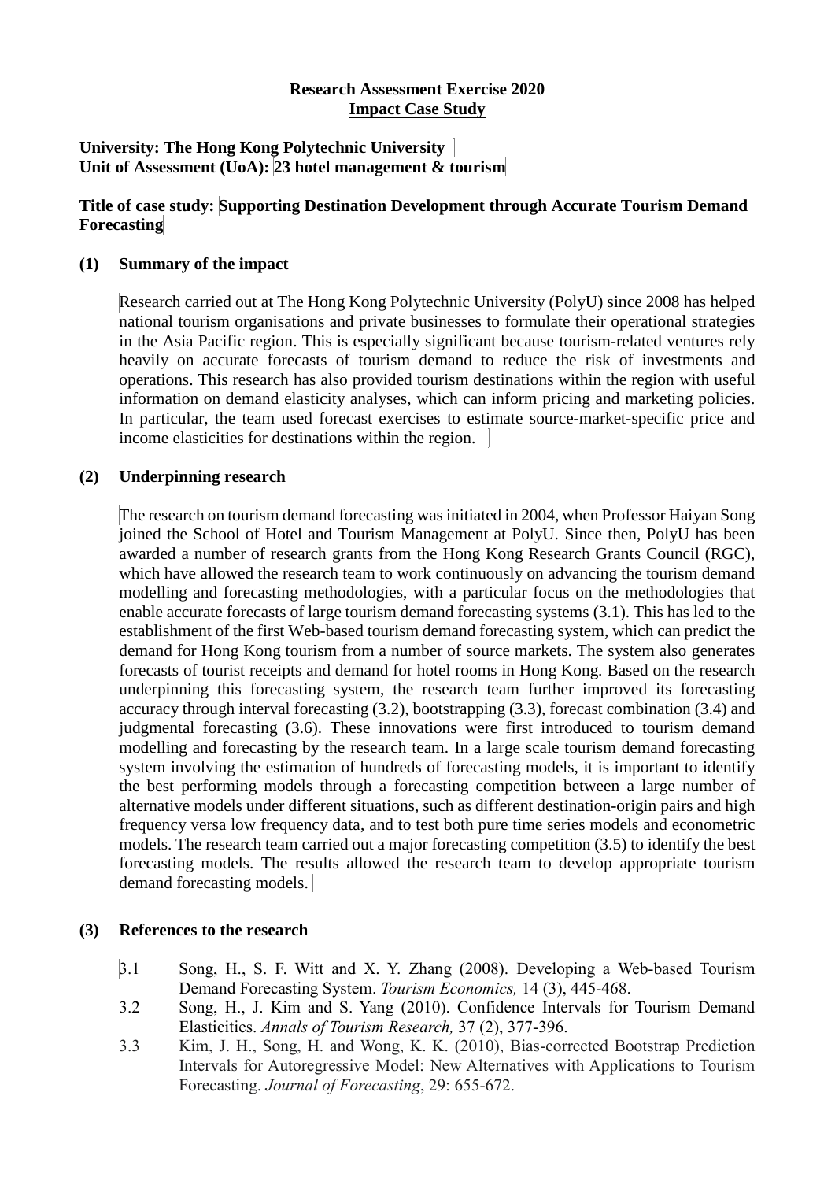**Research Assessment Exercise 2020**
**Impact Case Study**

**University: The Hong Kong Polytechnic University**
**Unit of Assessment (UoA): 23 hotel management & tourism**

**Title of case study: Supporting Destination Development through Accurate Tourism Demand Forecasting**

## (1) Summary of the impact

Research carried out at The Hong Kong Polytechnic University (PolyU) since 2008 has helped national tourism organisations and private businesses to formulate their operational strategies in the Asia Pacific region. This is especially significant because tourism-related ventures rely heavily on accurate forecasts of tourism demand to reduce the risk of investments and operations. This research has also provided tourism destinations within the region with useful information on demand elasticity analyses, which can inform pricing and marketing policies. In particular, the team used forecast exercises to estimate source-market-specific price and income elasticities for destinations within the region.

## (2) Underpinning research

The research on tourism demand forecasting was initiated in 2004, when Professor Haiyan Song joined the School of Hotel and Tourism Management at PolyU. Since then, PolyU has been awarded a number of research grants from the Hong Kong Research Grants Council (RGC), which have allowed the research team to work continuously on advancing the tourism demand modelling and forecasting methodologies, with a particular focus on the methodologies that enable accurate forecasts of large tourism demand forecasting systems (3.1). This has led to the establishment of the first Web-based tourism demand forecasting system, which can predict the demand for Hong Kong tourism from a number of source markets. The system also generates forecasts of tourist receipts and demand for hotel rooms in Hong Kong. Based on the research underpinning this forecasting system, the research team further improved its forecasting accuracy through interval forecasting (3.2), bootstrapping (3.3), forecast combination (3.4) and judgmental forecasting (3.6). These innovations were first introduced to tourism demand modelling and forecasting by the research team. In a large scale tourism demand forecasting system involving the estimation of hundreds of forecasting models, it is important to identify the best performing models through a forecasting competition between a large number of alternative models under different situations, such as different destination-origin pairs and high frequency versa low frequency data, and to test both pure time series models and econometric models. The research team carried out a major forecasting competition (3.5) to identify the best forecasting models. The results allowed the research team to develop appropriate tourism demand forecasting models.

## (3) References to the research

3.1 Song, H., S. F. Witt and X. Y. Zhang (2008). Developing a Web-based Tourism Demand Forecasting System. *Tourism Economics,* 14 (3), 445-468.

3.2 Song, H., J. Kim and S. Yang (2010). Confidence Intervals for Tourism Demand Elasticities. *Annals of Tourism Research,* 37 (2), 377-396.

3.3 Kim, J. H., Song, H. and Wong, K. K. (2010), Bias-corrected Bootstrap Prediction Intervals for Autoregressive Model: New Alternatives with Applications to Tourism Forecasting. *Journal of Forecasting*, 29: 655-672.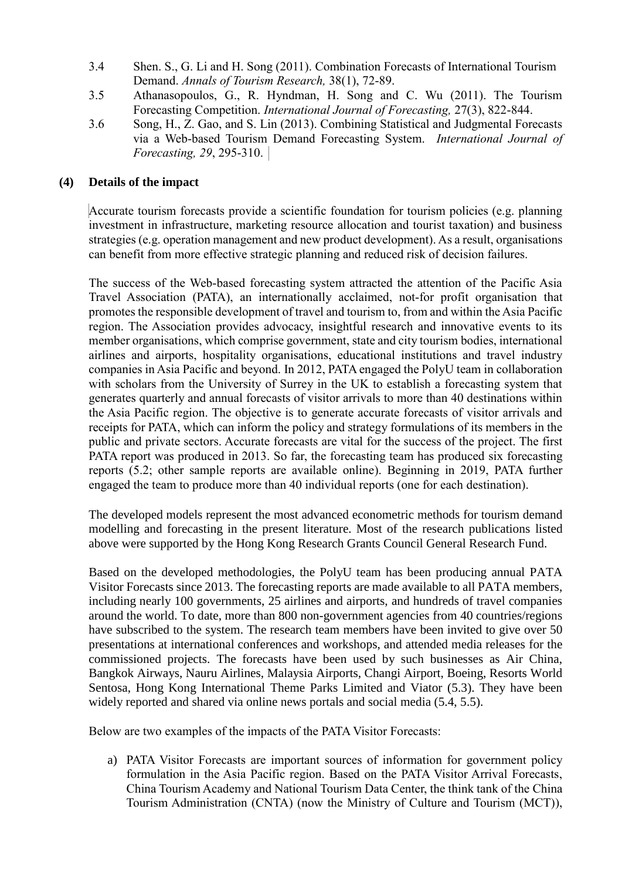3.4 Shen. S., G. Li and H. Song (2011). Combination Forecasts of International Tourism Demand. *Annals of Tourism Research,* 38(1), 72-89.

3.5 Athanasopoulos, G., R. Hyndman, H. Song and C. Wu (2011). The Tourism Forecasting Competition. *International Journal of Forecasting,* 27(3), 822-844.

3.6 Song, H., Z. Gao, and S. Lin (2013). Combining Statistical and Judgmental Forecasts via a Web-based Tourism Demand Forecasting System. *International Journal of Forecasting, 29*, 295-310.

**(4) Details of the impact**

Accurate tourism forecasts provide a scientific foundation for tourism policies (e.g. planning investment in infrastructure, marketing resource allocation and tourist taxation) and business strategies (e.g. operation management and new product development). As a result, organisations can benefit from more effective strategic planning and reduced risk of decision failures.

The success of the Web-based forecasting system attracted the attention of the Pacific Asia Travel Association (PATA), an internationally acclaimed, not-for profit organisation that promotes the responsible development of travel and tourism to, from and within the Asia Pacific region. The Association provides advocacy, insightful research and innovative events to its member organisations, which comprise government, state and city tourism bodies, international airlines and airports, hospitality organisations, educational institutions and travel industry companies in Asia Pacific and beyond. In 2012, PATA engaged the PolyU team in collaboration with scholars from the University of Surrey in the UK to establish a forecasting system that generates quarterly and annual forecasts of visitor arrivals to more than 40 destinations within the Asia Pacific region. The objective is to generate accurate forecasts of visitor arrivals and receipts for PATA, which can inform the policy and strategy formulations of its members in the public and private sectors. Accurate forecasts are vital for the success of the project. The first PATA report was produced in 2013. So far, the forecasting team has produced six forecasting reports (5.2; other sample reports are available online). Beginning in 2019, PATA further engaged the team to produce more than 40 individual reports (one for each destination).

The developed models represent the most advanced econometric methods for tourism demand modelling and forecasting in the present literature. Most of the research publications listed above were supported by the Hong Kong Research Grants Council General Research Fund.

Based on the developed methodologies, the PolyU team has been producing annual PATA Visitor Forecasts since 2013. The forecasting reports are made available to all PATA members, including nearly 100 governments, 25 airlines and airports, and hundreds of travel companies around the world. To date, more than 800 non-government agencies from 40 countries/regions have subscribed to the system. The research team members have been invited to give over 50 presentations at international conferences and workshops, and attended media releases for the commissioned projects. The forecasts have been used by such businesses as Air China, Bangkok Airways, Nauru Airlines, Malaysia Airports, Changi Airport, Boeing, Resorts World Sentosa, Hong Kong International Theme Parks Limited and Viator (5.3). They have been widely reported and shared via online news portals and social media (5.4, 5.5).

Below are two examples of the impacts of the PATA Visitor Forecasts:

a) PATA Visitor Forecasts are important sources of information for government policy formulation in the Asia Pacific region. Based on the PATA Visitor Arrival Forecasts, China Tourism Academy and National Tourism Data Center, the think tank of the China Tourism Administration (CNTA) (now the Ministry of Culture and Tourism (MCT)),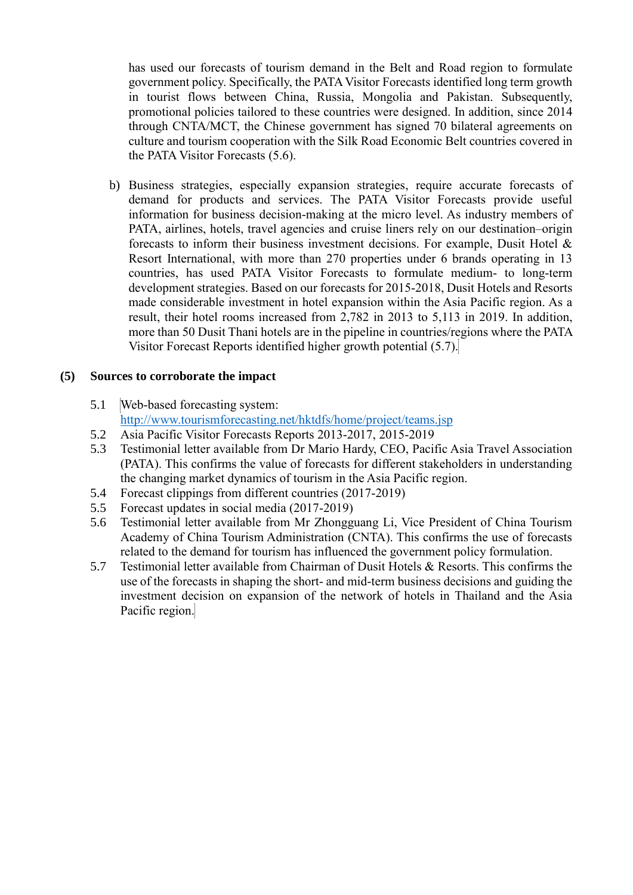has used our forecasts of tourism demand in the Belt and Road region to formulate government policy. Specifically, the PATA Visitor Forecasts identified long term growth in tourist flows between China, Russia, Mongolia and Pakistan. Subsequently, promotional policies tailored to these countries were designed. In addition, since 2014 through CNTA/MCT, the Chinese government has signed 70 bilateral agreements on culture and tourism cooperation with the Silk Road Economic Belt countries covered in the PATA Visitor Forecasts (5.6).

b) Business strategies, especially expansion strategies, require accurate forecasts of demand for products and services. The PATA Visitor Forecasts provide useful information for business decision-making at the micro level. As industry members of PATA, airlines, hotels, travel agencies and cruise liners rely on our destination–origin forecasts to inform their business investment decisions. For example, Dusit Hotel & Resort International, with more than 270 properties under 6 brands operating in 13 countries, has used PATA Visitor Forecasts to formulate medium- to long-term development strategies. Based on our forecasts for 2015-2018, Dusit Hotels and Resorts made considerable investment in hotel expansion within the Asia Pacific region. As a result, their hotel rooms increased from 2,782 in 2013 to 5,113 in 2019. In addition, more than 50 Dusit Thani hotels are in the pipeline in countries/regions where the PATA Visitor Forecast Reports identified higher growth potential (5.7).

## (5) Sources to corroborate the impact

5.1 Web-based forecasting system: http://www.tourismforecasting.net/hktdfs/home/project/teams.jsp
5.2 Asia Pacific Visitor Forecasts Reports 2013-2017, 2015-2019
5.3 Testimonial letter available from Dr Mario Hardy, CEO, Pacific Asia Travel Association (PATA). This confirms the value of forecasts for different stakeholders in understanding the changing market dynamics of tourism in the Asia Pacific region.
5.4 Forecast clippings from different countries (2017-2019)
5.5 Forecast updates in social media (2017-2019)
5.6 Testimonial letter available from Mr Zhongguang Li, Vice President of China Tourism Academy of China Tourism Administration (CNTA). This confirms the use of forecasts related to the demand for tourism has influenced the government policy formulation.
5.7 Testimonial letter available from Chairman of Dusit Hotels & Resorts. This confirms the use of the forecasts in shaping the short- and mid-term business decisions and guiding the investment decision on expansion of the network of hotels in Thailand and the Asia Pacific region.